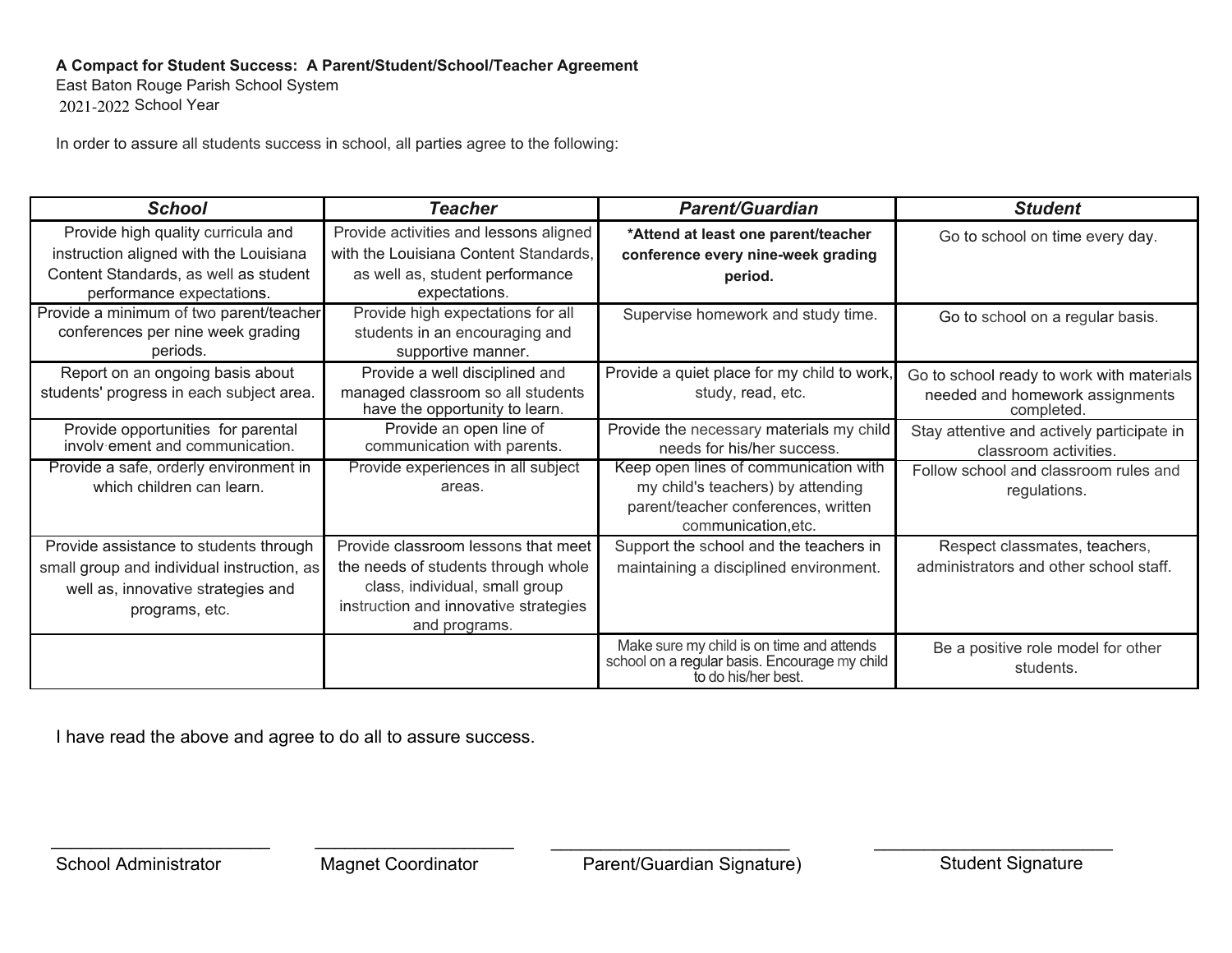**A Compact for Student Success: A Parent/Student/School/Teacher Agreement**
East Baton Rouge Parish School System
2021-2022 School Year

In order to assure all students success in school, all parties agree to the following:

| ***School*** | ***Teacher*** | ***Parent/Guardian*** | ***Student*** |
|---|---|---|---|
| Provide high quality curricula and instruction aligned with the Louisiana Content Standards, as well as student performance expectations. | Provide activities and lessons aligned with the Louisiana Content Standards, as well as, student performance expectations. | ***Attend at least one parent/teacher conference every nine-week grading period.** | Go to school on time every day. |
| Provide a minimum of two parent/teacher conferences per nine week grading periods. | Provide high expectations for all students in an encouraging and supportive manner. | Supervise homework and study time. | Go to school on a regular basis. |
| Report on an ongoing basis about students' progress in each subject area. | Provide a well disciplined and managed classroom so all students have the opportunity to learn. | Provide a quiet place for my child to work, study, read, etc. | Go to school ready to work with materials needed and homework assignments completed. |
| Provide opportunities for parental involvement and communication. | Provide an open line of communication with parents. | Provide the necessary materials my child needs for his/her success. | Stay attentive and actively participate in classroom activities. |
| Provide a safe, orderly environment in which children can learn. | Provide experiences in all subject areas. | Keep open lines of communication with my child's teachers) by attending parent/teacher conferences, written communication,etc. | Follow school and classroom rules and regulations. |
| Provide assistance to students through small group and individual instruction, as well as, innovative strategies and programs, etc. | Provide classroom lessons that meet the needs of students through whole class, individual, small group instruction and innovative strategies and programs. | Support the school and the teachers in maintaining a disciplined environment. | Respect classmates, teachers, administrators and other school staff. |
| | | Make sure my child is on time and attends school on a regular basis. Encourage my child to do his/her best. | Be a positive role model for other students. |

I have read the above and agree to do all to assure success.

\_\_\_\_\_\_\_\_\_\_\_\_\_\_\_\_\_\_\_\_\_\_\_ School Administrator

\_\_\_\_\_\_\_\_\_\_\_\_\_\_\_\_\_\_\_\_\_\_\_ Magnet Coordinator

\_\_\_\_\_\_\_\_\_\_\_\_\_\_\_\_\_\_\_\_\_\_\_ Parent/Guardian Signature)

\_\_\_\_\_\_\_\_\_\_\_\_\_\_\_\_\_\_\_\_\_\_\_ Student Signature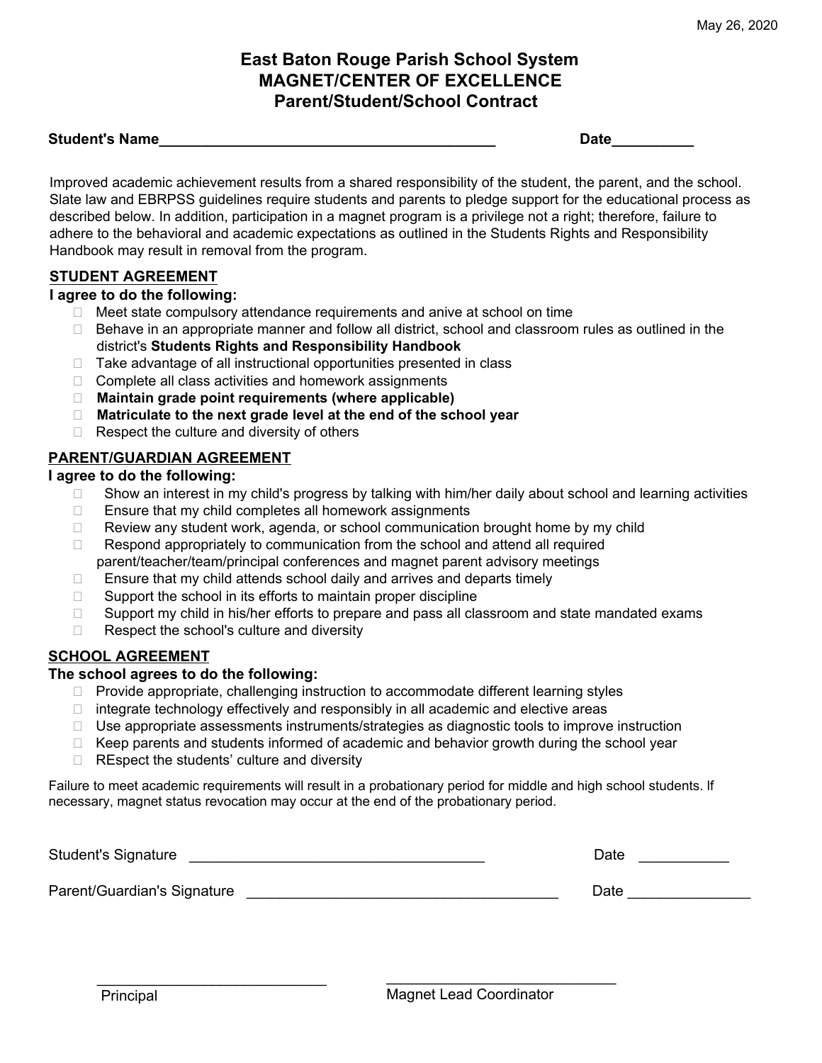May 26, 2020

# East Baton Rouge Parish School System
# MAGNET/CENTER OF EXCELLENCE
# Parent/Student/School Contract

**Student's Name**\_\_\_\_\_\_\_\_\_\_\_\_\_\_\_\_\_\_\_\_\_\_\_\_\_\_\_\_\_\_\_\_\_\_\_\_\_\_\_\_\_\_ **Date**\_\_\_\_\_\_\_\_\_\_

Improved academic achievement results from a shared responsibility of the student, the parent, and the school. Slate law and EBRPSS guidelines require students and parents to pledge support for the educational process as described below. In addition, participation in a magnet program is a privilege not a right; therefore, failure to adhere to the behavioral and academic expectations as outlined in the Students Rights and Responsibility Handbook may result in removal from the program.

## STUDENT AGREEMENT

**I agree to do the following:**

- Meet state compulsory attendance requirements and anive at school on time
- Behave in an appropriate manner and follow all district, school and classroom rules as outlined in the district's **Students Rights and Responsibility Handbook**
- Take advantage of all instructional opportunities presented in class
- Complete all class activities and homework assignments
- **Maintain grade point requirements (where applicable)**
- **Matriculate to the next grade level at the end of the school year**
- Respect the culture and diversity of others

## PARENT/GUARDIAN AGREEMENT

**I agree to do the following:**

- Show an interest in my child's progress by talking with him/her daily about school and learning activities
- Ensure that my child completes all homework assignments
- Review any student work, agenda, or school communication brought home by my child
- Respond appropriately to communication from the school and attend all required parent/teacher/team/principal conferences and magnet parent advisory meetings
- Ensure that my child attends school daily and arrives and departs timely
- Support the school in its efforts to maintain proper discipline
- Support my child in his/her efforts to prepare and pass all classroom and state mandated exams
- Respect the school's culture and diversity

## SCHOOL AGREEMENT

**The school agrees to do the following:**

- Provide appropriate, challenging instruction to accommodate different learning styles
- integrate technology effectively and responsibly in all academic and elective areas
- Use appropriate assessments instruments/strategies as diagnostic tools to improve instruction
- Keep parents and students informed of academic and behavior growth during the school year
- REspect the students' culture and diversity

Failure to meet academic requirements will result in a probationary period for middle and high school students. If necessary, magnet status revocation may occur at the end of the probationary period.

Student's Signature \_\_\_\_\_\_\_\_\_\_\_\_\_\_\_\_\_\_\_\_\_\_\_\_\_\_\_\_\_\_\_\_\_\_\_\_ Date \_\_\_\_\_\_\_\_\_\_\_

Parent/Guardian's Signature \_\_\_\_\_\_\_\_\_\_\_\_\_\_\_\_\_\_\_\_\_\_\_\_\_\_\_\_\_\_\_\_\_\_\_\_\_\_\_ Date \_\_\_\_\_\_\_\_\_\_\_\_\_\_\_

\_\_\_\_\_\_\_\_\_\_\_\_\_\_\_\_\_\_\_\_\_\_\_\_\_\_\_\_\_ 
Principal

\_\_\_\_\_\_\_\_\_\_\_\_\_\_\_\_\_\_\_\_\_\_\_\_\_\_\_\_\_ 
Magnet Lead Coordinator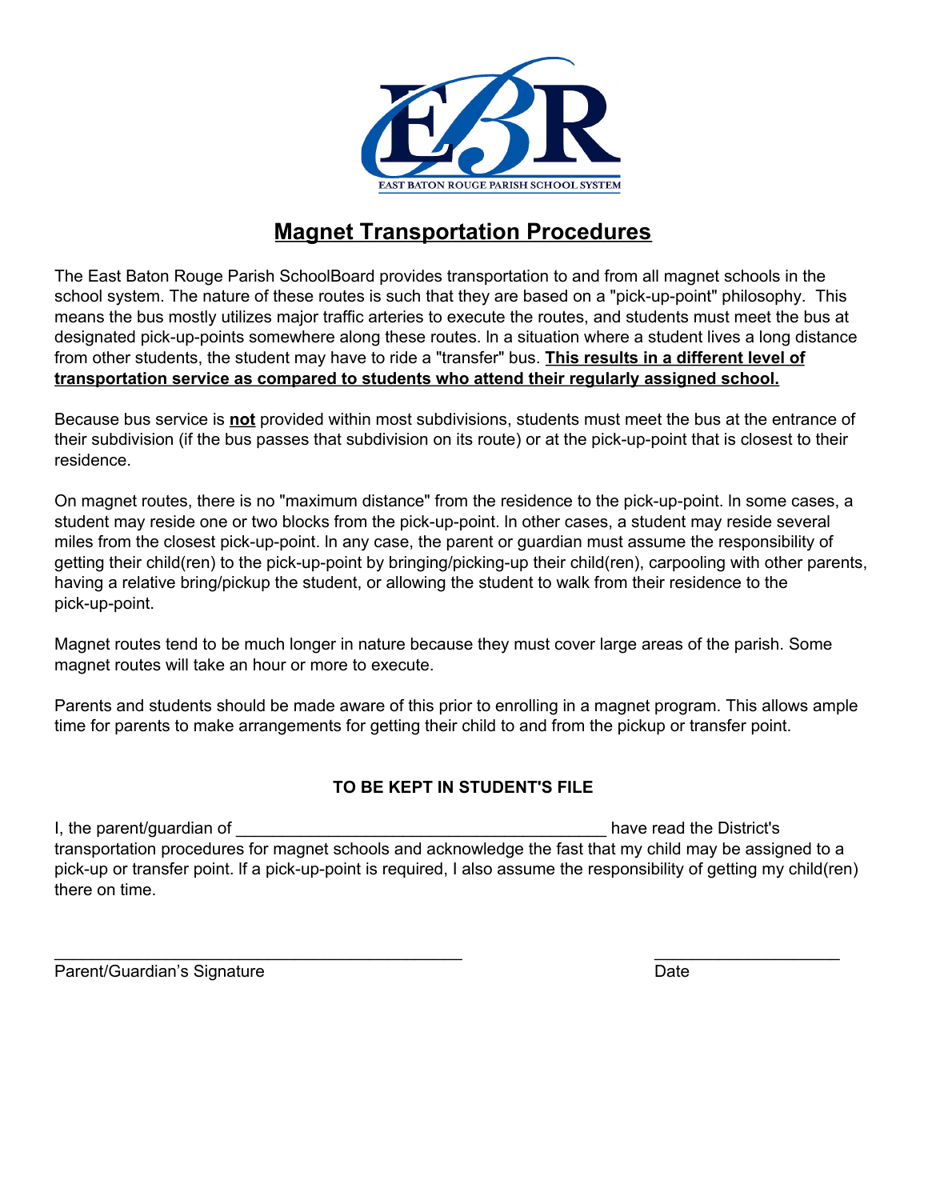EAST BATON ROUGE PARISH SCHOOL SYSTEM

# Magnet Transportation Procedures

The East Baton Rouge Parish SchoolBoard provides transportation to and from all magnet schools in the school system. The nature of these routes is such that they are based on a "pick-up-point" philosophy. This means the bus mostly utilizes major traffic arteries to execute the routes, and students must meet the bus at designated pick-up-points somewhere along these routes. In a situation where a student lives a long distance from other students, the student may have to ride a "transfer" bus. **This results in a different level of transportation service as compared to students who attend their regularly assigned school.**

Because bus service is **not** provided within most subdivisions, students must meet the bus at the entrance of their subdivision (if the bus passes that subdivision on its route) or at the pick-up-point that is closest to their residence.

On magnet routes, there is no "maximum distance" from the residence to the pick-up-point. In some cases, a student may reside one or two blocks from the pick-up-point. In other cases, a student may reside several miles from the closest pick-up-point. In any case, the parent or guardian must assume the responsibility of getting their child(ren) to the pick-up-point by bringing/picking-up their child(ren), carpooling with other parents, having a relative bring/pickup the student, or allowing the student to walk from their residence to the pick-up-point.

Magnet routes tend to be much longer in nature because they must cover large areas of the parish. Some magnet routes will take an hour or more to execute.

Parents and students should be made aware of this prior to enrolling in a magnet program. This allows ample time for parents to make arrangements for getting their child to and from the pickup or transfer point.

**TO BE KEPT IN STUDENT'S FILE**

I, the parent/guardian of ________________________________________ have read the District's transportation procedures for magnet schools and acknowledge the fast that my child may be assigned to a pick-up or transfer point. If a pick-up-point is required, I also assume the responsibility of getting my child(ren) there on time.

_____________________________________________ ____________________

Parent/Guardian's Signature Date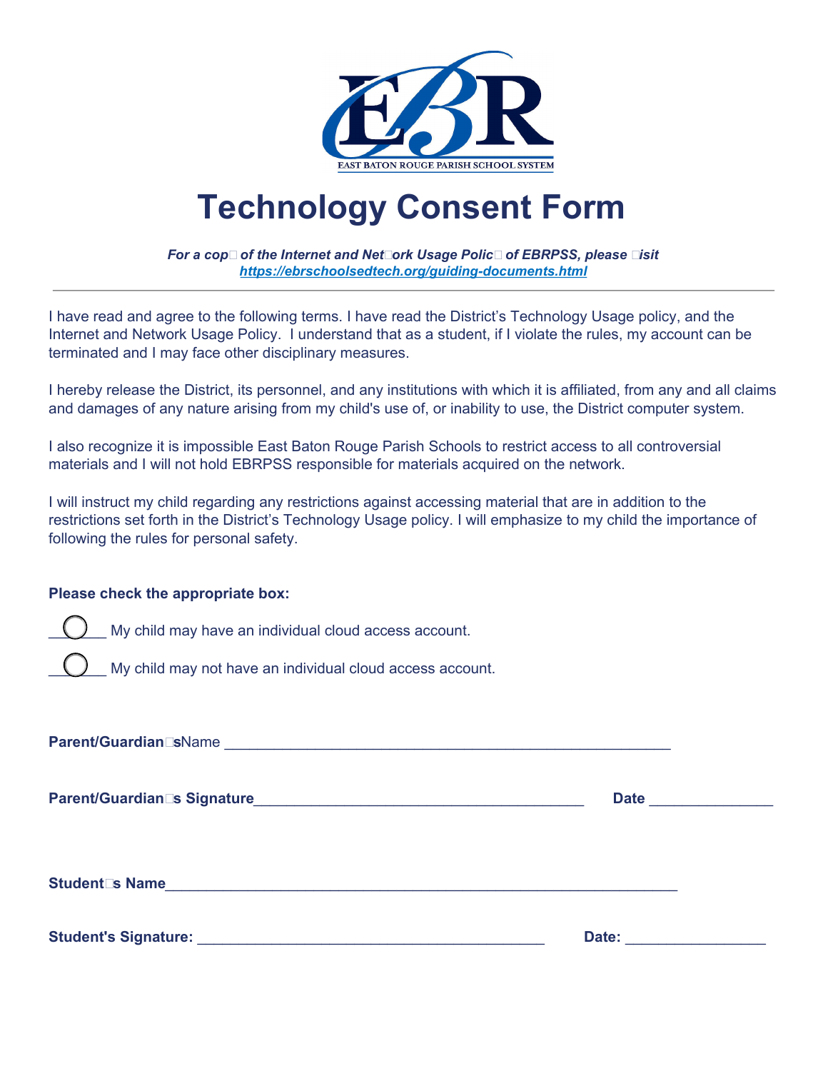EAST BATON ROUGE PARISH SCHOOL SYSTEM

# Technology Consent Form

***For a cop of the Internet and Net ork Usage Polic of EBRPSS, please isit***
***https://ebrschoolsedtech.org/guiding-documents.html***

---

I have read and agree to the following terms. I have read the District's Technology Usage policy, and the Internet and Network Usage Policy. I understand that as a student, if I violate the rules, my account can be terminated and I may face other disciplinary measures.

I hereby release the District, its personnel, and any institutions with which it is affiliated, from any and all claims and damages of any nature arising from my child's use of, or inability to use, the District computer system.

I also recognize it is impossible East Baton Rouge Parish Schools to restrict access to all controversial materials and I will not hold EBRPSS responsible for materials acquired on the network.

I will instruct my child regarding any restrictions against accessing material that are in addition to the restrictions set forth in the District's Technology Usage policy. I will emphasize to my child the importance of following the rules for personal safety.

**Please check the appropriate box:**

___◯___ My child may have an individual cloud access account.

___◯___ My child may not have an individual cloud access account.

**Parent/Guardian s**Name ________________________________________________________

**Parent/Guardian s Signature**_________________________________________ **Date** _______________

**Student s Name**_________________________________________________________________

**Student's Signature:** ____________________________________________ **Date:** _________________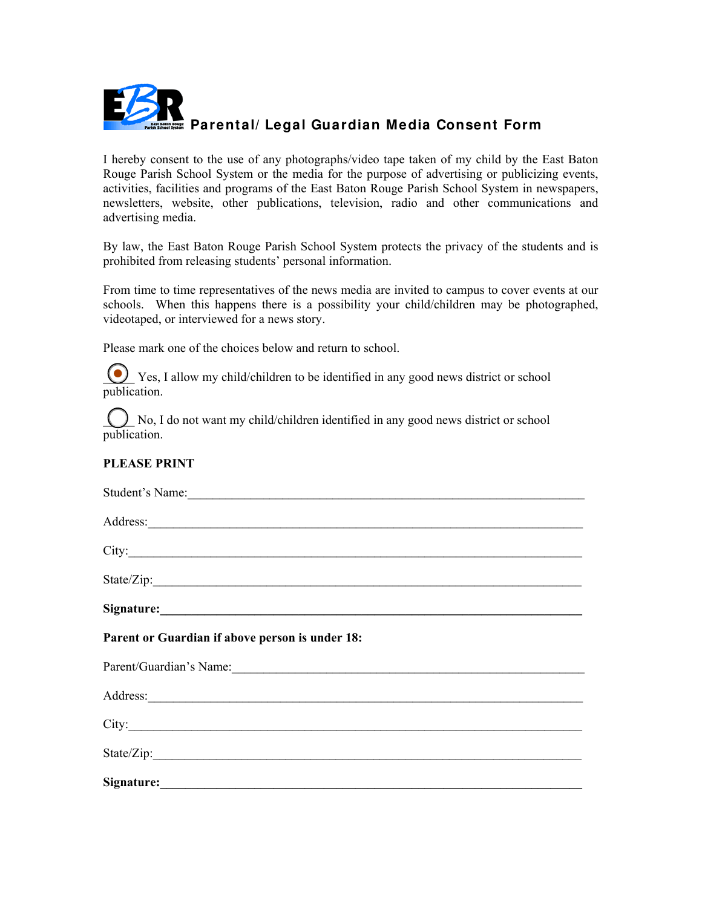# EBR Parental/ Legal Guardian Media Consent Form

I hereby consent to the use of any photographs/video tape taken of my child by the East Baton Rouge Parish School System or the media for the purpose of advertising or publicizing events, activities, facilities and programs of the East Baton Rouge Parish School System in newspapers, newsletters, website, other publications, television, radio and other communications and advertising media.

By law, the East Baton Rouge Parish School System protects the privacy of the students and is prohibited from releasing students' personal information.

From time to time representatives of the news media are invited to campus to cover events at our schools. When this happens there is a possibility your child/children may be photographed, videotaped, or interviewed for a news story.

Please mark one of the choices below and return to school.

- [x] Yes, I allow my child/children to be identified in any good news district or school publication.
- [ ] No, I do not want my child/children identified in any good news district or school publication.

**PLEASE PRINT**

Student's Name:\_\_\_\_\_\_\_\_\_\_\_\_\_\_\_\_\_\_\_\_\_\_\_\_\_\_\_\_\_\_\_\_\_\_\_\_\_\_\_\_

Address:\_\_\_\_\_\_\_\_\_\_\_\_\_\_\_\_\_\_\_\_\_\_\_\_\_\_\_\_\_\_\_\_\_\_\_\_\_\_\_\_

City:\_\_\_\_\_\_\_\_\_\_\_\_\_\_\_\_\_\_\_\_\_\_\_\_\_\_\_\_\_\_\_\_\_\_\_\_\_\_\_\_

State/Zip:\_\_\_\_\_\_\_\_\_\_\_\_\_\_\_\_\_\_\_\_\_\_\_\_\_\_\_\_\_\_\_\_\_\_\_\_\_\_\_\_

**Signature:\_\_\_\_\_\_\_\_\_\_\_\_\_\_\_\_\_\_\_\_\_\_\_\_\_\_\_\_\_\_\_\_\_\_\_\_\_\_\_\_**

**Parent or Guardian if above person is under 18:**

Parent/Guardian's Name:\_\_\_\_\_\_\_\_\_\_\_\_\_\_\_\_\_\_\_\_\_\_\_\_\_\_\_\_\_\_\_\_\_\_\_\_\_\_\_\_

Address:\_\_\_\_\_\_\_\_\_\_\_\_\_\_\_\_\_\_\_\_\_\_\_\_\_\_\_\_\_\_\_\_\_\_\_\_\_\_\_\_

City:\_\_\_\_\_\_\_\_\_\_\_\_\_\_\_\_\_\_\_\_\_\_\_\_\_\_\_\_\_\_\_\_\_\_\_\_\_\_\_\_

State/Zip:\_\_\_\_\_\_\_\_\_\_\_\_\_\_\_\_\_\_\_\_\_\_\_\_\_\_\_\_\_\_\_\_\_\_\_\_\_\_\_\_

**Signature:\_\_\_\_\_\_\_\_\_\_\_\_\_\_\_\_\_\_\_\_\_\_\_\_\_\_\_\_\_\_\_\_\_\_\_\_\_\_\_\_**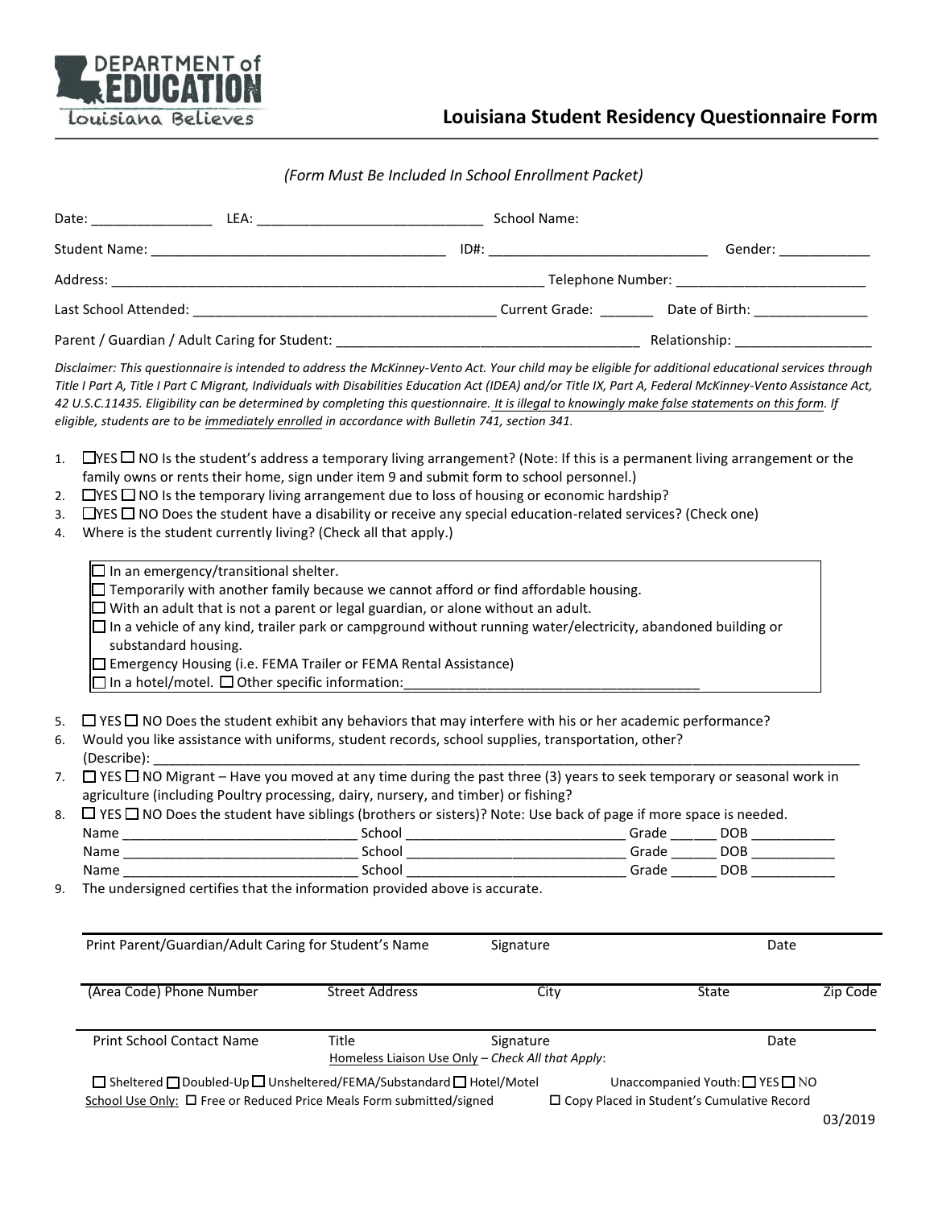DEPARTMENT of EDUCATION
Louisiana Believes

# Louisiana Student Residency Questionnaire Form

*(Form Must Be Included In School Enrollment Packet)*

Date: ________________ LEA: ______________________________ School Name:

Student Name: ________________________________________ ID#: ______________________________ Gender: ____________

Address: ___________________________________________________________ Telephone Number: _________________________

Last School Attended: ________________________________________ Current Grade: _______ Date of Birth: _______________

Parent / Guardian / Adult Caring for Student: ________________________________________ Relationship: _________________

*Disclaimer: This questionnaire is intended to address the McKinney-Vento Act. Your child may be eligible for additional educational services through Title I Part A, Title I Part C Migrant, Individuals with Disabilities Education Act (IDEA) and/or Title IX, Part A, Federal McKinney-Vento Assistance Act, 42 U.S.C.11435. Eligibility can be determined by completing this questionnaire. It is illegal to knowingly make false statements on this form. If eligible, students are to be immediately enrolled in accordance with Bulletin 741, section 341.*

1. ☐YES ☐ NO Is the student's address a temporary living arrangement? (Note: If this is a permanent living arrangement or the family owns or rents their home, sign under item 9 and submit form to school personnel.)
2. ☐YES ☐ NO Is the temporary living arrangement due to loss of housing or economic hardship?
3. ☐YES ☐ NO Does the student have a disability or receive any special education-related services? (Check one)
4. Where is the student currently living? (Check all that apply.)

   ☐ In an emergency/transitional shelter.
   ☐ Temporarily with another family because we cannot afford or find affordable housing.
   ☐ With an adult that is not a parent or legal guardian, or alone without an adult.
   ☐ In a vehicle of any kind, trailer park or campground without running water/electricity, abandoned building or substandard housing.
   ☐ Emergency Housing (i.e. FEMA Trailer or FEMA Rental Assistance)
   ☐ In a hotel/motel. ☐ Other specific information:_______________________________________

5. ☐ YES ☐ NO Does the student exhibit any behaviors that may interfere with his or her academic performance?
6. Would you like assistance with uniforms, student records, school supplies, transportation, other? (Describe): ____________________________________________________________________________________________
7. ☐ YES ☐ NO Migrant – Have you moved at any time during the past three (3) years to seek temporary or seasonal work in agriculture (including Poultry processing, dairy, nursery, and timber) or fishing?
8. ☐ YES ☐ NO Does the student have siblings (brothers or sisters)? Note: Use back of page if more space is needed.
   Name ______________________________ School ____________________________ Grade ______ DOB ___________
   Name ______________________________ School ____________________________ Grade ______ DOB ___________
   Name ______________________________ School ____________________________ Grade ______ DOB ___________
9. The undersigned certifies that the information provided above is accurate.

| Print Parent/Guardian/Adult Caring for Student's Name | Signature | Date |
|---|---|---|

| (Area Code) Phone Number | Street Address | City | State | Zip Code |
|---|---|---|---|---|

| Print School Contact Name | Title | Signature | Date |
|---|---|---|---|

Homeless Liaison Use Only – *Check All that Apply*:

☐ Sheltered ☐ Doubled-Up ☐ Unsheltered/FEMA/Substandard ☐ Hotel/Motel Unaccompanied Youth: ☐ YES ☐ NO

School Use Only: ☐ Free or Reduced Price Meals Form submitted/signed ☐ Copy Placed in Student's Cumulative Record

03/2019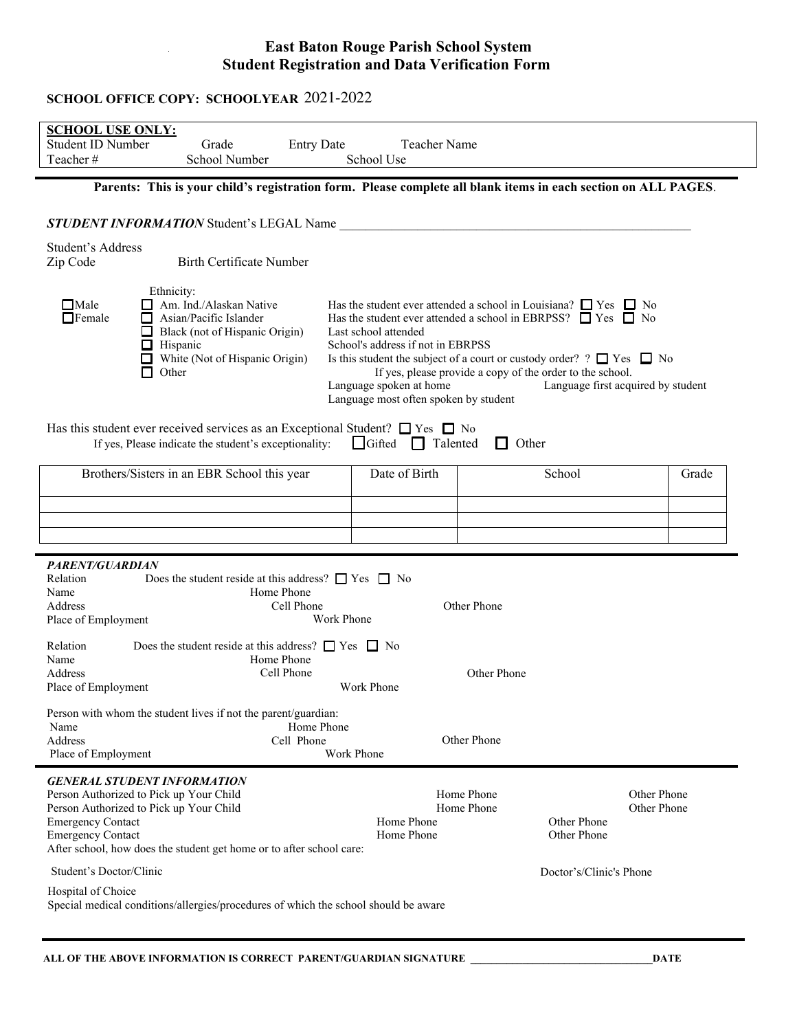# East Baton Rouge Parish School System
# Student Registration and Data Verification Form

**SCHOOL OFFICE COPY: SCHOOLYEAR** 2021-2022

**SCHOOL USE ONLY:**
Student ID Number Grade Entry Date Teacher Name
Teacher # School Number School Use

---

**Parents: This is your child's registration form. Please complete all blank items in each section on ALL PAGES**.

***STUDENT INFORMATION*** Student's LEGAL Name ______________________________________________________

Student's Address
Zip Code Birth Certificate Number

☐ Male
☐ Female

Ethnicity:
- ☐ Am. Ind./Alaskan Native
- ☐ Asian/Pacific Islander
- ☐ Black (not of Hispanic Origin)
- ☐ Hispanic
- ☐ White (Not of Hispanic Origin)
- ☐ Other

Has the student ever attended a school in Louisiana? ☐ Yes ☐ No
Has the student ever attended a school in EBRPSS? ☐ Yes ☐ No
Last school attended
School's address if not in EBRPSS
Is this student the subject of a court or custody order? ? ☐ Yes ☐ No
If yes, please provide a copy of the order to the school.
Language spoken at home Language first acquired by student
Language most often spoken by student

Has this student ever received services as an Exceptional Student? ☐ Yes ☐ No
If yes, Please indicate the student's exceptionality: ☐ Gifted ☐ Talented ☐ Other

| Brothers/Sisters in an EBR School this year | Date of Birth | School | Grade |
|---|---|---|---|
| | | | |
| | | | |
| | | | |

---

***PARENT/GUARDIAN***

Relation Does the student reside at this address? ☐ Yes ☐ No
Name Home Phone
Address Cell Phone Other Phone
Place of Employment Work Phone

Relation Does the student reside at this address? ☐ Yes ☐ No
Name Home Phone
Address Cell Phone Other Phone
Place of Employment Work Phone

Person with whom the student lives if not the parent/guardian:
Name Home Phone
Address Cell Phone Other Phone
Place of Employment Work Phone

---

***GENERAL STUDENT INFORMATION***

Person Authorized to Pick up Your Child Home Phone Other Phone
Person Authorized to Pick up Your Child Home Phone Other Phone
Emergency Contact Home Phone Other Phone
Emergency Contact Home Phone Other Phone
After school, how does the student get home or to after school care:

Student's Doctor/Clinic Doctor's/Clinic's Phone

Hospital of Choice
Special medical conditions/allergies/procedures of which the school should be aware

---

**ALL OF THE ABOVE INFORMATION IS CORRECT PARENT/GUARDIAN SIGNATURE __________________________________DATE**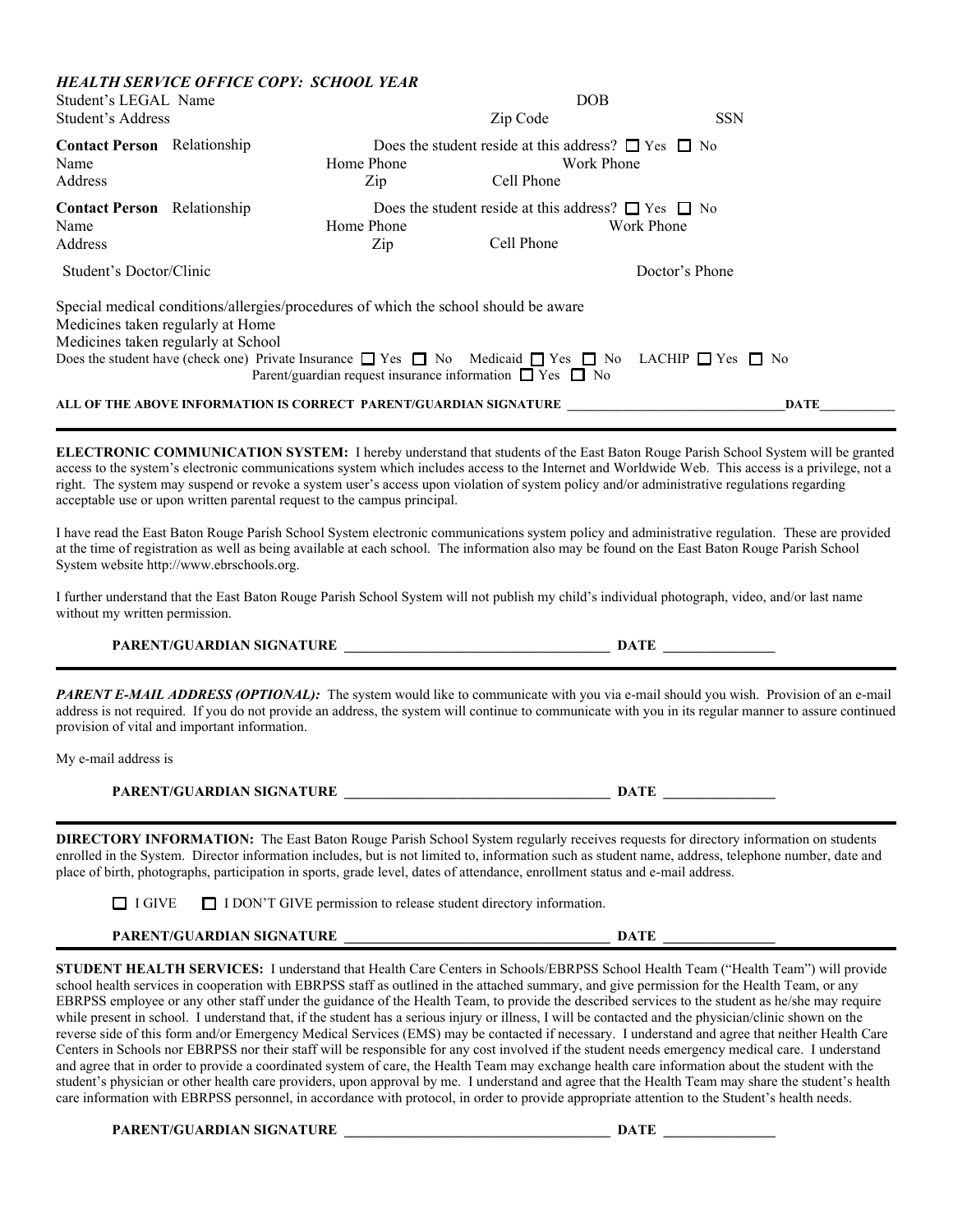*HEALTH SERVICE OFFICE COPY: SCHOOL YEAR*

Student's LEGAL Name DOB

Student's Address Zip Code SSN

**Contact Person** Relationship Does the student reside at this address? ☐ Yes ☐ No

Name Home Phone Work Phone

Address Zip Cell Phone

**Contact Person** Relationship Does the student reside at this address? ☐ Yes ☐ No

Name Home Phone Work Phone

Address Zip Cell Phone

Student's Doctor/Clinic Doctor's Phone

Special medical conditions/allergies/procedures of which the school should be aware

Medicines taken regularly at Home

Medicines taken regularly at School

Does the student have (check one) Private Insurance ☐ Yes ☐ No Medicaid ☐ Yes ☐ No LACHIP ☐ Yes ☐ No

Parent/guardian request insurance information ☐ Yes ☐ No

**ALL OF THE ABOVE INFORMATION IS CORRECT PARENT/GUARDIAN SIGNATURE \_\_\_\_\_\_\_\_\_\_\_\_\_\_\_\_\_\_\_\_\_\_\_\_\_\_\_\_\_\_\_\_ DATE\_\_\_\_\_\_\_\_\_\_\_**

---

**ELECTRONIC COMMUNICATION SYSTEM:** I hereby understand that students of the East Baton Rouge Parish School System will be granted access to the system's electronic communications system which includes access to the Internet and Worldwide Web. This access is a privilege, not a right. The system may suspend or revoke a system user's access upon violation of system policy and/or administrative regulations regarding acceptable use or upon written parental request to the campus principal.

I have read the East Baton Rouge Parish School System electronic communications system policy and administrative regulation. These are provided at the time of registration as well as being available at each school. The information also may be found on the East Baton Rouge Parish School System website http://www.ebrschools.org.

I further understand that the East Baton Rouge Parish School System will not publish my child's individual photograph, video, and/or last name without my written permission.

**PARENT/GUARDIAN SIGNATURE \_\_\_\_\_\_\_\_\_\_\_\_\_\_\_\_\_\_\_\_\_\_\_\_\_\_\_\_\_\_\_\_\_\_\_\_\_\_ DATE \_\_\_\_\_\_\_\_\_\_\_\_\_\_\_\_**

---

***PARENT E-MAIL ADDRESS (OPTIONAL):*** The system would like to communicate with you via e-mail should you wish. Provision of an e-mail address is not required. If you do not provide an address, the system will continue to communicate with you in its regular manner to assure continued provision of vital and important information.

My e-mail address is

**PARENT/GUARDIAN SIGNATURE \_\_\_\_\_\_\_\_\_\_\_\_\_\_\_\_\_\_\_\_\_\_\_\_\_\_\_\_\_\_\_\_\_\_\_\_\_\_ DATE \_\_\_\_\_\_\_\_\_\_\_\_\_\_\_\_**

---

**DIRECTORY INFORMATION:** The East Baton Rouge Parish School System regularly receives requests for directory information on students enrolled in the System. Director information includes, but is not limited to, information such as student name, address, telephone number, date and place of birth, photographs, participation in sports, grade level, dates of attendance, enrollment status and e-mail address.

☐ I GIVE ☐ I DON'T GIVE permission to release student directory information.

**PARENT/GUARDIAN SIGNATURE \_\_\_\_\_\_\_\_\_\_\_\_\_\_\_\_\_\_\_\_\_\_\_\_\_\_\_\_\_\_\_\_\_\_\_\_\_\_ DATE \_\_\_\_\_\_\_\_\_\_\_\_\_\_\_\_**

---

**STUDENT HEALTH SERVICES:** I understand that Health Care Centers in Schools/EBRPSS School Health Team ("Health Team") will provide school health services in cooperation with EBRPSS staff as outlined in the attached summary, and give permission for the Health Team, or any EBRPSS employee or any other staff under the guidance of the Health Team, to provide the described services to the student as he/she may require while present in school. I understand that, if the student has a serious injury or illness, I will be contacted and the physician/clinic shown on the reverse side of this form and/or Emergency Medical Services (EMS) may be contacted if necessary. I understand and agree that neither Health Care Centers in Schools nor EBRPSS nor their staff will be responsible for any cost involved if the student needs emergency medical care. I understand and agree that in order to provide a coordinated system of care, the Health Team may exchange health care information about the student with the student's physician or other health care providers, upon approval by me. I understand and agree that the Health Team may share the student's health care information with EBRPSS personnel, in accordance with protocol, in order to provide appropriate attention to the Student's health needs.

**PARENT/GUARDIAN SIGNATURE \_\_\_\_\_\_\_\_\_\_\_\_\_\_\_\_\_\_\_\_\_\_\_\_\_\_\_\_\_\_\_\_\_\_\_\_\_\_ DATE \_\_\_\_\_\_\_\_\_\_\_\_\_\_\_\_**